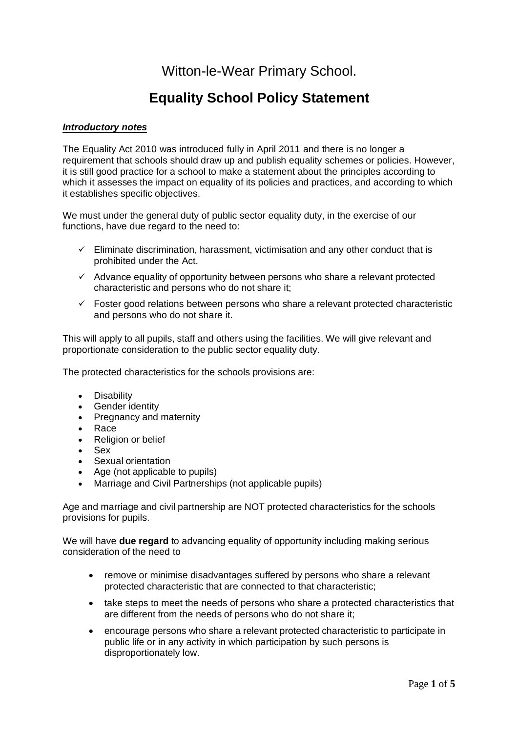# Witton-le-Wear Primary School.

## Equality School Policy Statement

***Introductory notes***

The Equality Act 2010 was introduced fully in April 2011 and there is no longer a requirement that schools should draw up and publish equality schemes or policies. However, it is still good practice for a school to make a statement about the principles according to which it assesses the impact on equality of its policies and practices, and according to which it establishes specific objectives.

We must under the general duty of public sector equality duty, in the exercise of our functions, have due regard to the need to:

- ✓ Eliminate discrimination, harassment, victimisation and any other conduct that is prohibited under the Act.
- ✓ Advance equality of opportunity between persons who share a relevant protected characteristic and persons who do not share it;
- ✓ Foster good relations between persons who share a relevant protected characteristic and persons who do not share it.

This will apply to all pupils, staff and others using the facilities. We will give relevant and proportionate consideration to the public sector equality duty.

The protected characteristics for the schools provisions are:

- Disability
- Gender identity
- Pregnancy and maternity
- Race
- Religion or belief
- Sex
- Sexual orientation
- Age (not applicable to pupils)
- Marriage and Civil Partnerships (not applicable pupils)

Age and marriage and civil partnership are NOT protected characteristics for the schools provisions for pupils.

We will have **due regard** to advancing equality of opportunity including making serious consideration of the need to

- remove or minimise disadvantages suffered by persons who share a relevant protected characteristic that are connected to that characteristic;
- take steps to meet the needs of persons who share a protected characteristics that are different from the needs of persons who do not share it;
- encourage persons who share a relevant protected characteristic to participate in public life or in any activity in which participation by such persons is disproportionately low.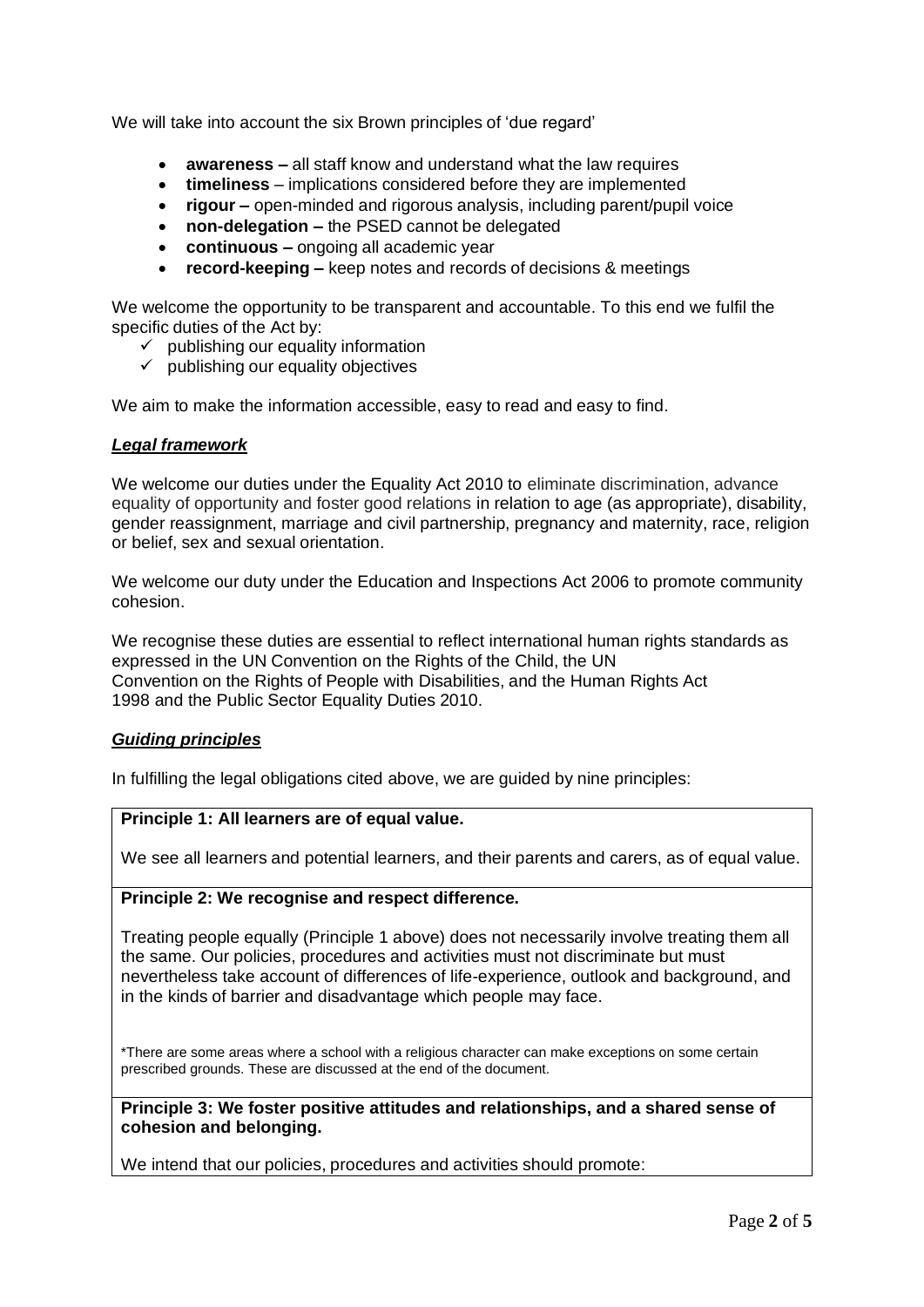We will take into account the six Brown principles of 'due regard'

- **awareness –** all staff know and understand what the law requires
- **timeliness** – implications considered before they are implemented
- **rigour –** open-minded and rigorous analysis, including parent/pupil voice
- **non-delegation –** the PSED cannot be delegated
- **continuous –** ongoing all academic year
- **record-keeping –** keep notes and records of decisions & meetings

We welcome the opportunity to be transparent and accountable. To this end we fulfil the specific duties of the Act by:

- ✓ publishing our equality information
- ✓ publishing our equality objectives

We aim to make the information accessible, easy to read and easy to find.

### ***Legal framework***

We welcome our duties under the Equality Act 2010 to eliminate discrimination, advance equality of opportunity and foster good relations in relation to age (as appropriate), disability, gender reassignment, marriage and civil partnership, pregnancy and maternity, race, religion or belief, sex and sexual orientation.

We welcome our duty under the Education and Inspections Act 2006 to promote community cohesion.

We recognise these duties are essential to reflect international human rights standards as expressed in the UN Convention on the Rights of the Child, the UN Convention on the Rights of People with Disabilities, and the Human Rights Act 1998 and the Public Sector Equality Duties 2010.

### ***Guiding principles***

In fulfilling the legal obligations cited above, we are guided by nine principles:

**Principle 1: All learners are of equal value.**

We see all learners and potential learners, and their parents and carers, as of equal value.

**Principle 2: We recognise and respect difference.**

Treating people equally (Principle 1 above) does not necessarily involve treating them all the same. Our policies, procedures and activities must not discriminate but must nevertheless take account of differences of life-experience, outlook and background, and in the kinds of barrier and disadvantage which people may face.

*There are some areas where a school with a religious character can make exceptions on some certain prescribed grounds. These are discussed at the end of the document.

**Principle 3: We foster positive attitudes and relationships, and a shared sense of cohesion and belonging.**

We intend that our policies, procedures and activities should promote: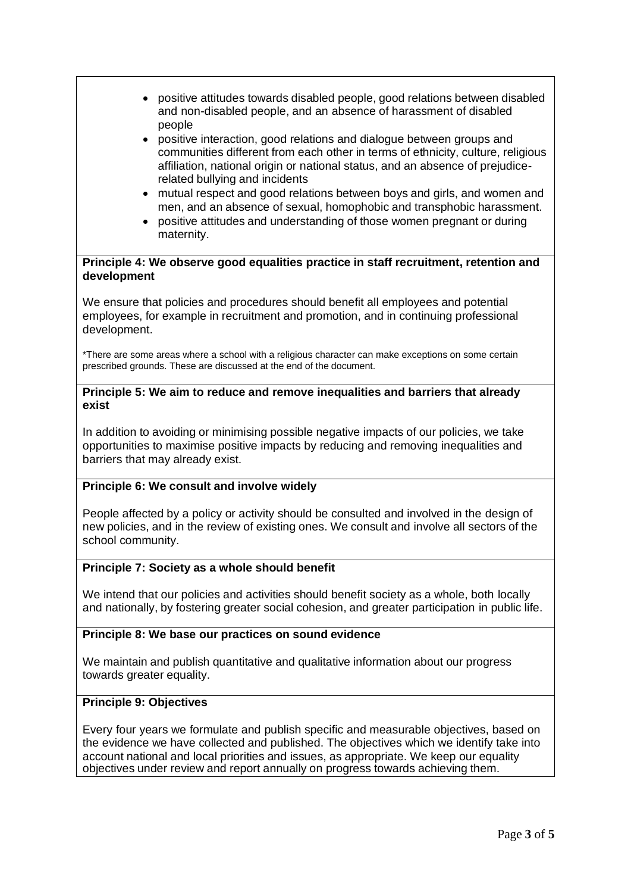- positive attitudes towards disabled people, good relations between disabled and non-disabled people, and an absence of harassment of disabled people
- positive interaction, good relations and dialogue between groups and communities different from each other in terms of ethnicity, culture, religious affiliation, national origin or national status, and an absence of prejudice-related bullying and incidents
- mutual respect and good relations between boys and girls, and women and men, and an absence of sexual, homophobic and transphobic harassment.
- positive attitudes and understanding of those women pregnant or during maternity.

**Principle 4: We observe good equalities practice in staff recruitment, retention and development**

We ensure that policies and procedures should benefit all employees and potential employees, for example in recruitment and promotion, and in continuing professional development.

*There are some areas where a school with a religious character can make exceptions on some certain prescribed grounds. These are discussed at the end of the document.

**Principle 5: We aim to reduce and remove inequalities and barriers that already exist**

In addition to avoiding or minimising possible negative impacts of our policies, we take opportunities to maximise positive impacts by reducing and removing inequalities and barriers that may already exist.

**Principle 6: We consult and involve widely**

People affected by a policy or activity should be consulted and involved in the design of new policies, and in the review of existing ones. We consult and involve all sectors of the school community.

**Principle 7: Society as a whole should benefit**

We intend that our policies and activities should benefit society as a whole, both locally and nationally, by fostering greater social cohesion, and greater participation in public life.

**Principle 8: We base our practices on sound evidence**

We maintain and publish quantitative and qualitative information about our progress towards greater equality.

**Principle 9: Objectives**

Every four years we formulate and publish specific and measurable objectives, based on the evidence we have collected and published. The objectives which we identify take into account national and local priorities and issues, as appropriate. We keep our equality objectives under review and report annually on progress towards achieving them.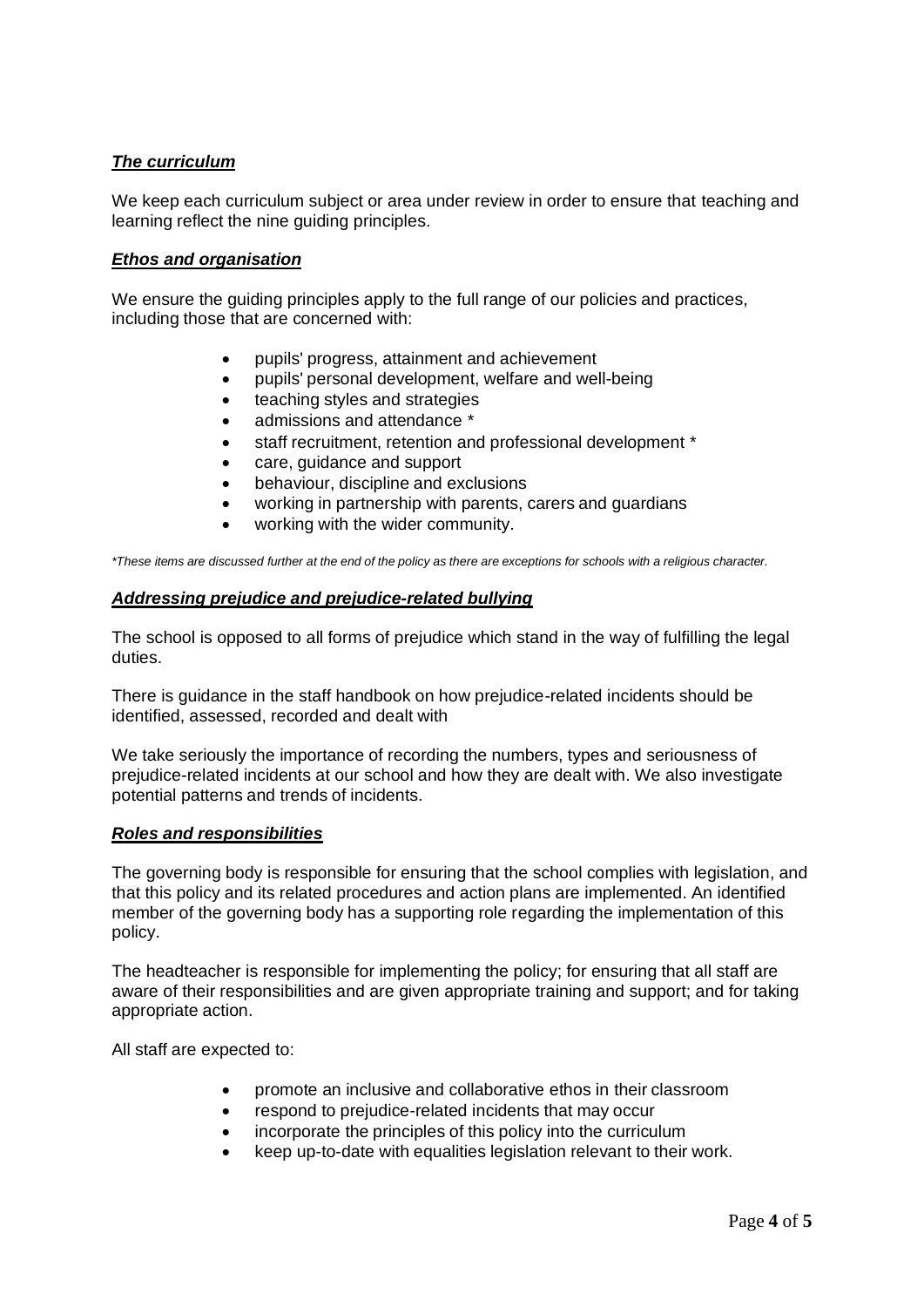## ***The curriculum***

We keep each curriculum subject or area under review in order to ensure that teaching and learning reflect the nine guiding principles.

## ***Ethos and organisation***

We ensure the guiding principles apply to the full range of our policies and practices, including those that are concerned with:

- pupils' progress, attainment and achievement
- pupils' personal development, welfare and well-being
- teaching styles and strategies
- admissions and attendance *
- staff recruitment, retention and professional development *
- care, guidance and support
- behaviour, discipline and exclusions
- working in partnership with parents, carers and guardians
- working with the wider community.

*\*These items are discussed further at the end of the policy as there are exceptions for schools with a religious character.*

## ***Addressing prejudice and prejudice-related bullying***

The school is opposed to all forms of prejudice which stand in the way of fulfilling the legal duties.

There is guidance in the staff handbook on how prejudice-related incidents should be identified, assessed, recorded and dealt with

We take seriously the importance of recording the numbers, types and seriousness of prejudice-related incidents at our school and how they are dealt with. We also investigate potential patterns and trends of incidents.

## ***Roles and responsibilities***

The governing body is responsible for ensuring that the school complies with legislation, and that this policy and its related procedures and action plans are implemented. An identified member of the governing body has a supporting role regarding the implementation of this policy.

The headteacher is responsible for implementing the policy; for ensuring that all staff are aware of their responsibilities and are given appropriate training and support; and for taking appropriate action.

All staff are expected to:

- promote an inclusive and collaborative ethos in their classroom
- respond to prejudice-related incidents that may occur
- incorporate the principles of this policy into the curriculum
- keep up-to-date with equalities legislation relevant to their work.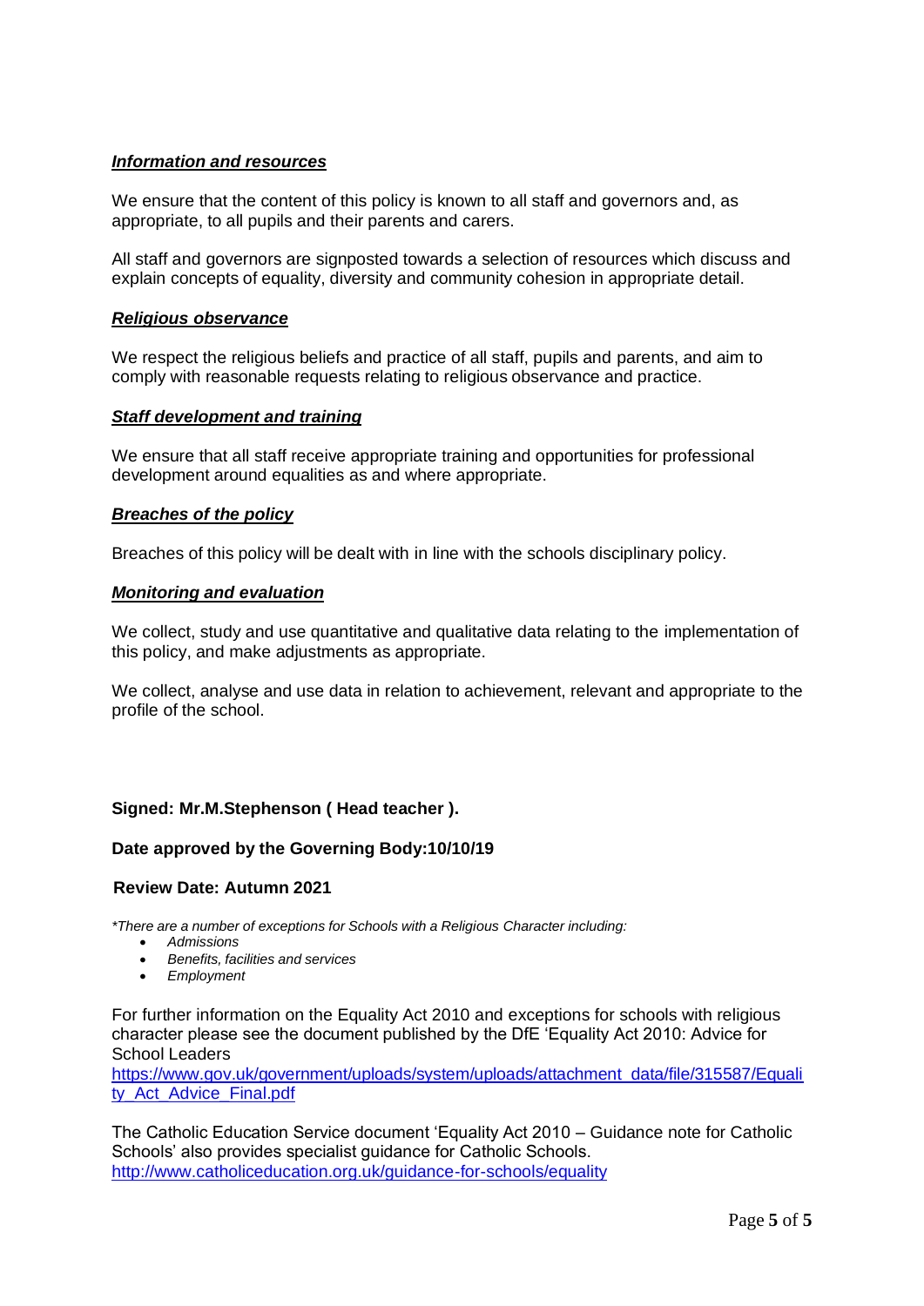***Information and resources***

We ensure that the content of this policy is known to all staff and governors and, as appropriate, to all pupils and their parents and carers.

All staff and governors are signposted towards a selection of resources which discuss and explain concepts of equality, diversity and community cohesion in appropriate detail.

***Religious observance***

We respect the religious beliefs and practice of all staff, pupils and parents, and aim to comply with reasonable requests relating to religious observance and practice.

***Staff development and training***

We ensure that all staff receive appropriate training and opportunities for professional development around equalities as and where appropriate.

***Breaches of the policy***

Breaches of this policy will be dealt with in line with the schools disciplinary policy.

***Monitoring and evaluation***

We collect, study and use quantitative and qualitative data relating to the implementation of this policy, and make adjustments as appropriate.

We collect, analyse and use data in relation to achievement, relevant and appropriate to the profile of the school.

**Signed: Mr.M.Stephenson ( Head teacher ).**

**Date approved by the Governing Body:10/10/19**

**Review Date: Autumn 2021**

*\*There are a number of exceptions for Schools with a Religious Character including:*

- *Admissions*
- *Benefits, facilities and services*
- *Employment*

For further information on the Equality Act 2010 and exceptions for schools with religious character please see the document published by the DfE 'Equality Act 2010: Advice for School Leaders
https://www.gov.uk/government/uploads/system/uploads/attachment_data/file/315587/Equality_Act_Advice_Final.pdf

The Catholic Education Service document 'Equality Act 2010 – Guidance note for Catholic Schools' also provides specialist guidance for Catholic Schools.
http://www.catholiceducation.org.uk/guidance-for-schools/equality